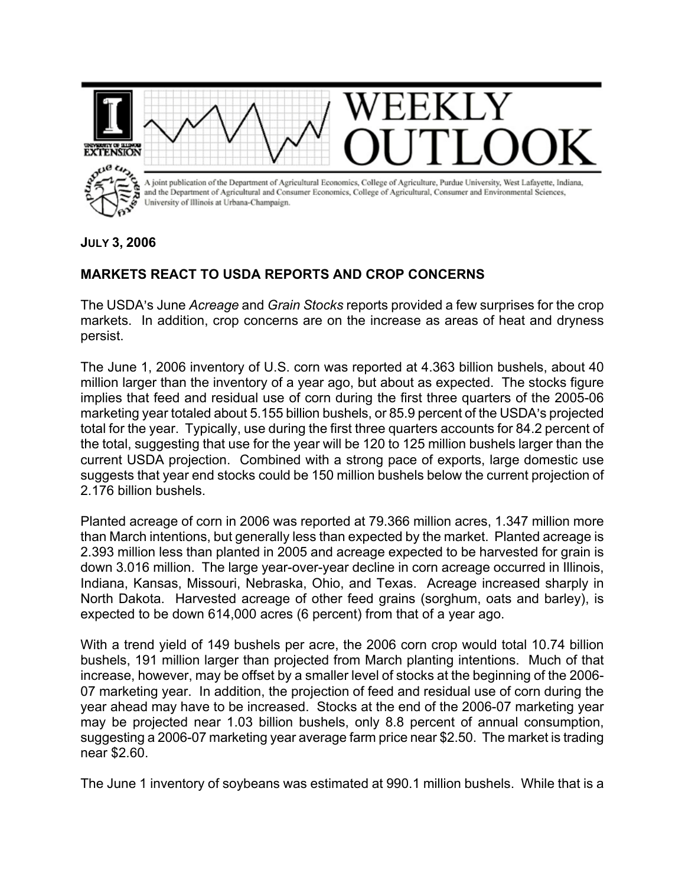# WEEKLY OUTLOOK

A joint publication of the Department of Agricultural Economics, College of Agriculture, Purdue University, West Lafayette, Indiana, and the Department of Agricultural and Consumer Economics, College of Agricultural, Consumer and Environmental Sciences, University of Illinois at Urbana-Champaign.

**JULY 3, 2006**

## MARKETS REACT TO USDA REPORTS AND CROP CONCERNS

The USDA's June *Acreage* and *Grain Stocks* reports provided a few surprises for the crop markets. In addition, crop concerns are on the increase as areas of heat and dryness persist.

The June 1, 2006 inventory of U.S. corn was reported at 4.363 billion bushels, about 40 million larger than the inventory of a year ago, but about as expected. The stocks figure implies that feed and residual use of corn during the first three quarters of the 2005-06 marketing year totaled about 5.155 billion bushels, or 85.9 percent of the USDA's projected total for the year. Typically, use during the first three quarters accounts for 84.2 percent of the total, suggesting that use for the year will be 120 to 125 million bushels larger than the current USDA projection. Combined with a strong pace of exports, large domestic use suggests that year end stocks could be 150 million bushels below the current projection of 2.176 billion bushels.

Planted acreage of corn in 2006 was reported at 79.366 million acres, 1.347 million more than March intentions, but generally less than expected by the market. Planted acreage is 2.393 million less than planted in 2005 and acreage expected to be harvested for grain is down 3.016 million. The large year-over-year decline in corn acreage occurred in Illinois, Indiana, Kansas, Missouri, Nebraska, Ohio, and Texas. Acreage increased sharply in North Dakota. Harvested acreage of other feed grains (sorghum, oats and barley), is expected to be down 614,000 acres (6 percent) from that of a year ago.

With a trend yield of 149 bushels per acre, the 2006 corn crop would total 10.74 billion bushels, 191 million larger than projected from March planting intentions. Much of that increase, however, may be offset by a smaller level of stocks at the beginning of the 2006-07 marketing year. In addition, the projection of feed and residual use of corn during the year ahead may have to be increased. Stocks at the end of the 2006-07 marketing year may be projected near 1.03 billion bushels, only 8.8 percent of annual consumption, suggesting a 2006-07 marketing year average farm price near $2.50. The market is trading near $2.60.

The June 1 inventory of soybeans was estimated at 990.1 million bushels. While that is a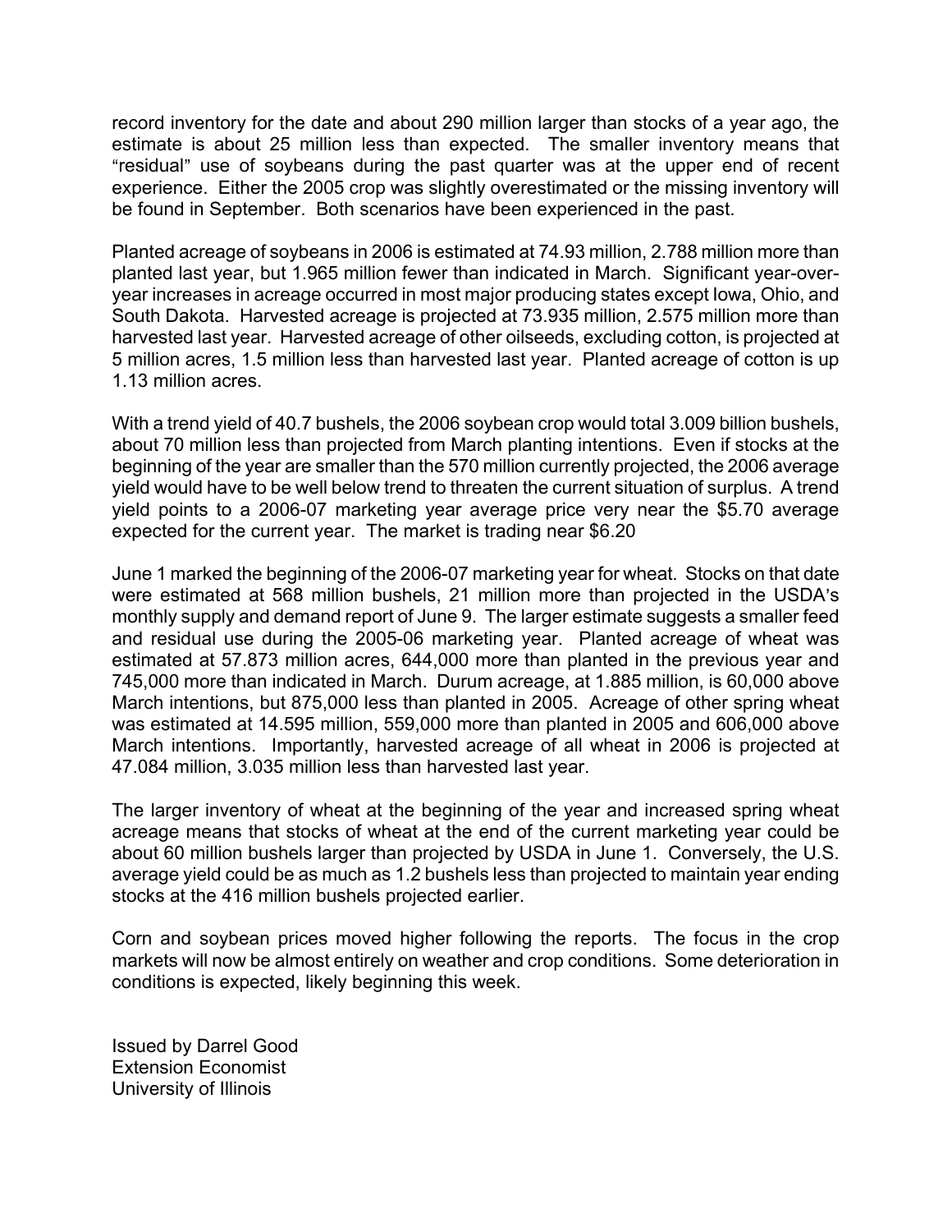record inventory for the date and about 290 million larger than stocks of a year ago, the estimate is about 25 million less than expected. The smaller inventory means that "residual" use of soybeans during the past quarter was at the upper end of recent experience. Either the 2005 crop was slightly overestimated or the missing inventory will be found in September. Both scenarios have been experienced in the past.

Planted acreage of soybeans in 2006 is estimated at 74.93 million, 2.788 million more than planted last year, but 1.965 million fewer than indicated in March. Significant year-over-year increases in acreage occurred in most major producing states except Iowa, Ohio, and South Dakota. Harvested acreage is projected at 73.935 million, 2.575 million more than harvested last year. Harvested acreage of other oilseeds, excluding cotton, is projected at 5 million acres, 1.5 million less than harvested last year. Planted acreage of cotton is up 1.13 million acres.

With a trend yield of 40.7 bushels, the 2006 soybean crop would total 3.009 billion bushels, about 70 million less than projected from March planting intentions. Even if stocks at the beginning of the year are smaller than the 570 million currently projected, the 2006 average yield would have to be well below trend to threaten the current situation of surplus. A trend yield points to a 2006-07 marketing year average price very near the $5.70 average expected for the current year. The market is trading near $6.20

June 1 marked the beginning of the 2006-07 marketing year for wheat. Stocks on that date were estimated at 568 million bushels, 21 million more than projected in the USDA's monthly supply and demand report of June 9. The larger estimate suggests a smaller feed and residual use during the 2005-06 marketing year. Planted acreage of wheat was estimated at 57.873 million acres, 644,000 more than planted in the previous year and 745,000 more than indicated in March. Durum acreage, at 1.885 million, is 60,000 above March intentions, but 875,000 less than planted in 2005. Acreage of other spring wheat was estimated at 14.595 million, 559,000 more than planted in 2005 and 606,000 above March intentions. Importantly, harvested acreage of all wheat in 2006 is projected at 47.084 million, 3.035 million less than harvested last year.

The larger inventory of wheat at the beginning of the year and increased spring wheat acreage means that stocks of wheat at the end of the current marketing year could be about 60 million bushels larger than projected by USDA in June 1. Conversely, the U.S. average yield could be as much as 1.2 bushels less than projected to maintain year ending stocks at the 416 million bushels projected earlier.

Corn and soybean prices moved higher following the reports. The focus in the crop markets will now be almost entirely on weather and crop conditions. Some deterioration in conditions is expected, likely beginning this week.

Issued by Darrel Good  
Extension Economist  
University of Illinois